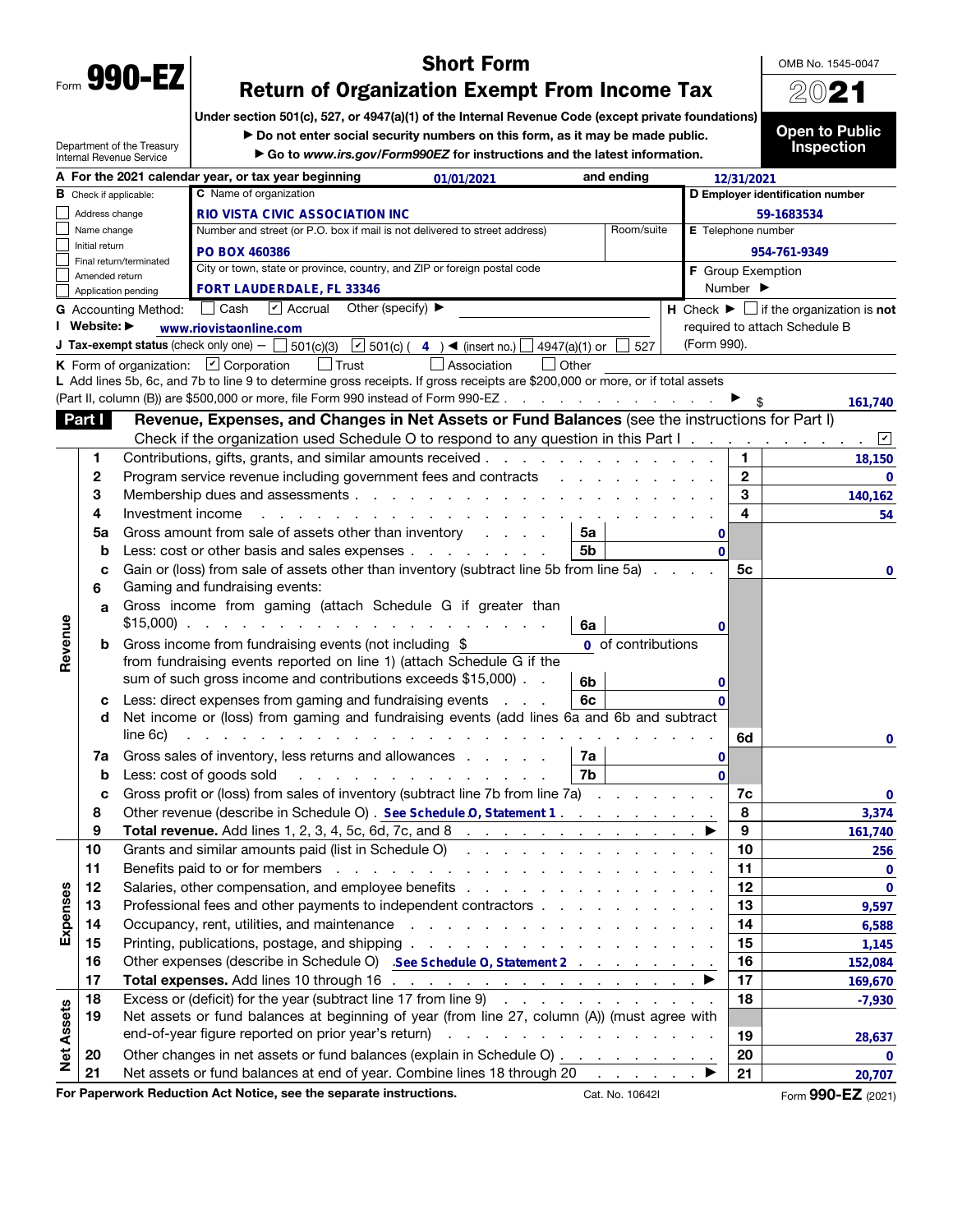Form **990-EZ**

Department of the Treasury
Internal Revenue Service

# Short Form
# Return of Organization Exempt From Income Tax

**Under section 501(c), 527, or 4947(a)(1) of the Internal Revenue Code (except private foundations)**

▶ Do not enter social security numbers on this form, as it may be made public.

▶ Go to *www.irs.gov/Form990EZ* for instructions and the latest information.

OMB No. 1545-0047

**2021**

**Open to Public Inspection**

**A** For the 2021 calendar year, or tax year beginning 01/01/2021 and ending 12/31/2021

**B** Check if applicable:
- ☐ Address change
- ☐ Name change
- ☐ Initial return
- ☐ Final return/terminated
- ☐ Amended return
- ☐ Application pending

**C** Name of organization: RIO VISTA CIVIC ASSOCIATION INC

Number and street (or P.O. box if mail is not delivered to street address): PO BOX 460386 — Room/suite:

City or town, state or province, country, and ZIP or foreign postal code: FORT LAUDERDALE, FL 33346

**D** Employer identification number: 59-1683534

**E** Telephone number: 954-761-9349

**F** Group Exemption Number ▶

**G** Accounting Method: ☐ Cash ☑ Accrual Other (specify) ▶

**H** Check ▶ ☐ if the organization is **not** required to attach Schedule B (Form 990).

**I** Website: ▶ www.riovistaonline.com

**J** Tax-exempt status (check only one) — ☐ 501(c)(3) ☑ 501(c) ( 4 ) ◀ (insert no.) ☐ 4947(a)(1) or ☐ 527

**K** Form of organization: ☑ Corporation ☐ Trust ☐ Association ☐ Other

**L** Add lines 5b, 6c, and 7b to line 9 to determine gross receipts. If gross receipts are $200,000 or more, or if total assets (Part II, column (B)) are $500,000 or more, file Form 990 instead of Form 990-EZ . . . ▶ $ 161,740

## Part I — Revenue, Expenses, and Changes in Net Assets or Fund Balances (see the instructions for Part I)

Check if the organization used Schedule O to respond to any question in this Part I . . . ☑

### Revenue

| Line | Description | Sub-line | Sub-amount | Line | Amount |
|---|---|---|---|---|---|
| 1 | Contributions, gifts, grants, and similar amounts received | | | 1 | 18,150 |
| 2 | Program service revenue including government fees and contracts | | | 2 | 0 |
| 3 | Membership dues and assessments | | | 3 | 140,162 |
| 4 | Investment income | | | 4 | 54 |
| 5a | Gross amount from sale of assets other than inventory | 5a | 0 | | |
| b | Less: cost or other basis and sales expenses | 5b | 0 | | |
| c | Gain or (loss) from sale of assets other than inventory (subtract line 5b from line 5a) | | | 5c | 0 |
| 6 | Gaming and fundraising events: | | | | |
| a | Gross income from gaming (attach Schedule G if greater than $15,000) | 6a | 0 | | |
| b | Gross income from fundraising events (not including $ 0 of contributions from fundraising events reported on line 1) (attach Schedule G if the sum of such gross income and contributions exceeds $15,000) | 6b | 0 | | |
| c | Less: direct expenses from gaming and fundraising events | 6c | 0 | | |
| d | Net income or (loss) from gaming and fundraising events (add lines 6a and 6b and subtract line 6c) | | | 6d | 0 |
| 7a | Gross sales of inventory, less returns and allowances | 7a | 0 | | |
| b | Less: cost of goods sold | 7b | 0 | | |
| c | Gross profit or (loss) from sales of inventory (subtract line 7b from line 7a) | | | 7c | 0 |
| 8 | Other revenue (describe in Schedule O) . See Schedule O, Statement 1 | | | 8 | 3,374 |
| 9 | **Total revenue.** Add lines 1, 2, 3, 4, 5c, 6d, 7c, and 8 ▶ | | | 9 | 161,740 |

### Expenses

| Line | Description | Line | Amount |
|---|---|---|---|
| 10 | Grants and similar amounts paid (list in Schedule O) | 10 | 256 |
| 11 | Benefits paid to or for members | 11 | 0 |
| 12 | Salaries, other compensation, and employee benefits | 12 | 0 |
| 13 | Professional fees and other payments to independent contractors | 13 | 9,597 |
| 14 | Occupancy, rent, utilities, and maintenance | 14 | 6,588 |
| 15 | Printing, publications, postage, and shipping | 15 | 1,145 |
| 16 | Other expenses (describe in Schedule O) See Schedule O, Statement 2 | 16 | 152,084 |
| 17 | **Total expenses.** Add lines 10 through 16 ▶ | 17 | 169,670 |

### Net Assets

| Line | Description | Line | Amount |
|---|---|---|---|
| 18 | Excess or (deficit) for the year (subtract line 17 from line 9) | 18 | -7,930 |
| 19 | Net assets or fund balances at beginning of year (from line 27, column (A)) (must agree with end-of-year figure reported on prior year's return) | 19 | 28,637 |
| 20 | Other changes in net assets or fund balances (explain in Schedule O) | 20 | 0 |
| 21 | Net assets or fund balances at end of year. Combine lines 18 through 20 ▶ | 21 | 20,707 |

**For Paperwork Reduction Act Notice, see the separate instructions.** Cat. No. 10642I Form **990-EZ** (2021)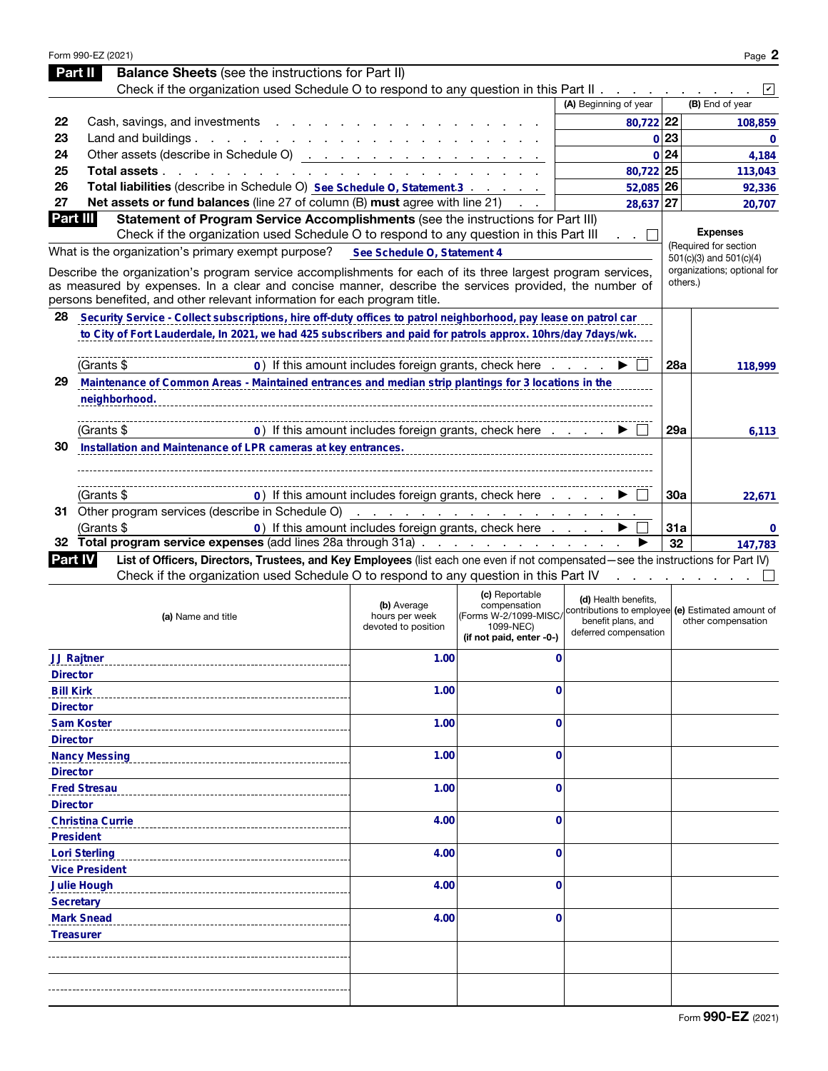Form 990-EZ (2021)

## Part II Balance Sheets (see the instructions for Part II)

Check if the organization used Schedule O to respond to any question in this Part II . . . ☑

| | | (A) Beginning of year | | (B) End of year |
|---|---|---|---|---|
| 22 | Cash, savings, and investments | 80,722 | 22 | 108,859 |
| 23 | Land and buildings | 0 | 23 | 0 |
| 24 | Other assets (describe in Schedule O) | 0 | 24 | 4,184 |
| 25 | **Total assets** | 80,722 | 25 | 113,043 |
| 26 | **Total liabilities** (describe in Schedule O) See Schedule O, Statement 3 | 52,085 | 26 | 92,336 |
| 27 | **Net assets or fund balances** (line 27 of column (B) **must** agree with line 21) | 28,637 | 27 | 20,707 |

## Part III Statement of Program Service Accomplishments (see the instructions for Part III)

Check if the organization used Schedule O to respond to any question in this Part III . . ☐

What is the organization's primary exempt purpose? See Schedule O, Statement 4

Describe the organization's program service accomplishments for each of its three largest program services, as measured by expenses. In a clear and concise manner, describe the services provided, the number of persons benefited, and other relevant information for each program title.

**Expenses** (Required for section 501(c)(3) and 501(c)(4) organizations; optional for others.)

| | | | Expenses |
|---|---|---|---|
| 28 | Security Service - Collect subscriptions, hire off-duty offices to patrol neighborhood, pay lease on patrol car to City of Fort Lauderdale, In 2021, we had 425 subscribers and paid for patrols approx. 10hrs/day 7days/wk. (Grants $ 0) If this amount includes foreign grants, check here ☐ | 28a | 118,999 |
| 29 | Maintenance of Common Areas - Maintained entrances and median strip plantings for 3 locations in the neighborhood. (Grants $ 0) If this amount includes foreign grants, check here ☐ | 29a | 6,113 |
| 30 | Installation and Maintenance of LPR cameras at key entrances. (Grants $ 0) If this amount includes foreign grants, check here ☐ | 30a | 22,671 |
| 31 | Other program services (describe in Schedule O) (Grants $ 0) If this amount includes foreign grants, check here ☐ | 31a | 0 |
| 32 | **Total program service expenses** (add lines 28a through 31a) ▶ | 32 | 147,783 |

## Part IV List of Officers, Directors, Trustees, and Key Employees (list each one even if not compensated—see the instructions for Part IV)

Check if the organization used Schedule O to respond to any question in this Part IV . . ☐

| (a) Name and title | (b) Average hours per week devoted to position | (c) Reportable compensation (Forms W-2/1099-MISC/1099-NEC) (if not paid, enter -0-) | (d) Health benefits, contributions to employee benefit plans, and deferred compensation | (e) Estimated amount of other compensation |
|---|---|---|---|---|
| JJ Rajtner<br>Director | 1.00 | 0 | | |
| Bill Kirk<br>Director | 1.00 | 0 | | |
| Sam Koster<br>Director | 1.00 | 0 | | |
| Nancy Messing<br>Director | 1.00 | 0 | | |
| Fred Stresau<br>Director | 1.00 | 0 | | |
| Christina Currie<br>President | 4.00 | 0 | | |
| Lori Sterling<br>Vice President | 4.00 | 0 | | |
| Julie Hough<br>Secretary | 4.00 | 0 | | |
| Mark Snead<br>Treasurer | 4.00 | 0 | | |
| | | | | |
| | | | | |

Form 990-EZ (2021)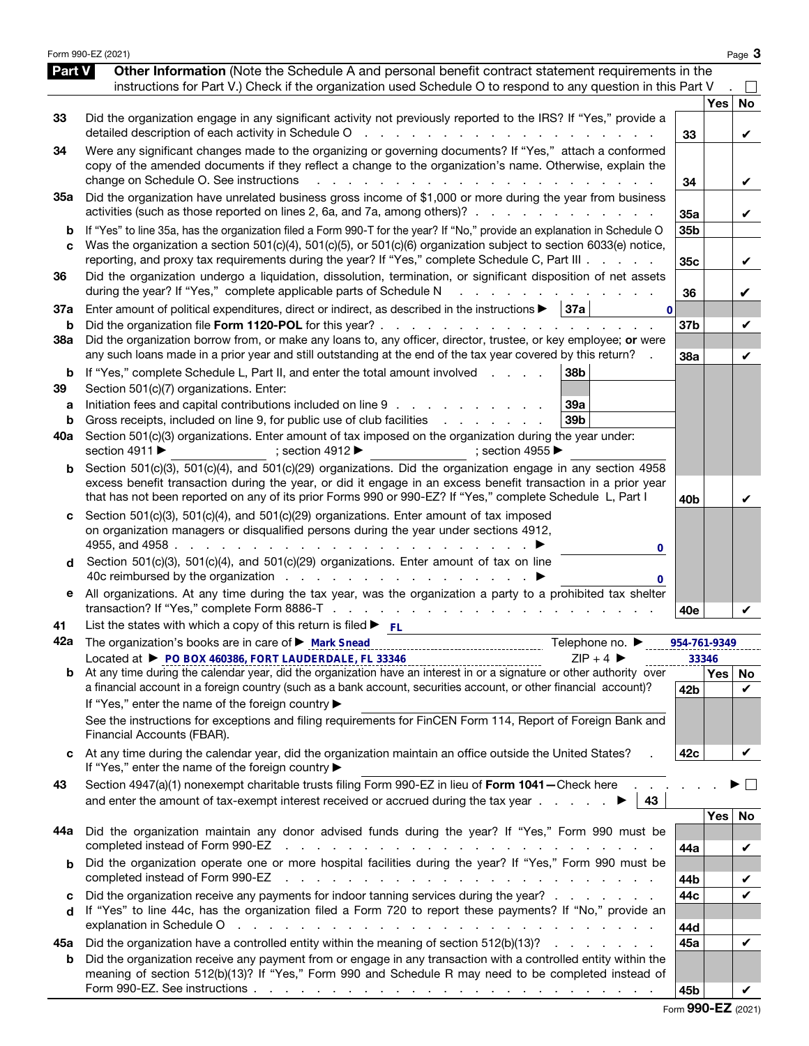## Part V Other Information

(Note the Schedule A and personal benefit contract statement requirements in the instructions for Part V.) Check if the organization used Schedule O to respond to any question in this Part V . ☐

| | | | Yes | No |
|---|---|---|---|---|
| 33 | Did the organization engage in any significant activity not previously reported to the IRS? If "Yes," provide a detailed description of each activity in Schedule O | 33 | | ✔ |
| 34 | Were any significant changes made to the organizing or governing documents? If "Yes," attach a conformed copy of the amended documents if they reflect a change to the organization's name. Otherwise, explain the change on Schedule O. See instructions | 34 | | ✔ |
| 35a | Did the organization have unrelated business gross income of $1,000 or more during the year from business activities (such as those reported on lines 2, 6a, and 7a, among others)? | 35a | | ✔ |
| b | If "Yes" to line 35a, has the organization filed a Form 990-T for the year? If "No," provide an explanation in Schedule O | 35b | | |
| c | Was the organization a section 501(c)(4), 501(c)(5), or 501(c)(6) organization subject to section 6033(e) notice, reporting, and proxy tax requirements during the year? If "Yes," complete Schedule C, Part III | 35c | | ✔ |
| 36 | Did the organization undergo a liquidation, dissolution, termination, or significant disposition of net assets during the year? If "Yes," complete applicable parts of Schedule N | 36 | | ✔ |
| 37a | Enter amount of political expenditures, direct or indirect, as described in the instructions ▶ 37a 0 | | | |
| b | Did the organization file **Form 1120-POL** for this year? | 37b | | ✔ |
| 38a | Did the organization borrow from, or make any loans to, any officer, director, trustee, or key employee; **or** were any such loans made in a prior year and still outstanding at the end of the tax year covered by this return? | 38a | | ✔ |
| b | If "Yes," complete Schedule L, Part II, and enter the total amount involved 38b | | | |
| 39 | Section 501(c)(7) organizations. Enter: | | | |
| a | Initiation fees and capital contributions included on line 9 39a | | | |
| b | Gross receipts, included on line 9, for public use of club facilities 39b | | | |
| 40a | Section 501(c)(3) organizations. Enter amount of tax imposed on the organization during the year under: section 4911 ▶ ; section 4912 ▶ ; section 4955 ▶ | | | |
| b | Section 501(c)(3), 501(c)(4), and 501(c)(29) organizations. Did the organization engage in any section 4958 excess benefit transaction during the year, or did it engage in an excess benefit transaction in a prior year that has not been reported on any of its prior Forms 990 or 990-EZ? If "Yes," complete Schedule L, Part I | 40b | | ✔ |
| c | Section 501(c)(3), 501(c)(4), and 501(c)(29) organizations. Enter amount of tax imposed on organization managers or disqualified persons during the year under sections 4912, 4955, and 4958 ▶ 0 | | | |
| d | Section 501(c)(3), 501(c)(4), and 501(c)(29) organizations. Enter amount of tax on line 40c reimbursed by the organization ▶ 0 | | | |
| e | All organizations. At any time during the tax year, was the organization a party to a prohibited tax shelter transaction? If "Yes," complete Form 8886-T | 40e | | ✔ |

41 List the states with which a copy of this return is filed ▶ FL

42a The organization's books are in care of ▶ Mark Snead Telephone no. ▶ 954-761-9349

Located at ▶ PO BOX 460386, FORT LAUDERDALE, FL 33346 ZIP + 4 ▶ 33346

| | | | Yes | No |
|---|---|---|---|---|
| b | At any time during the calendar year, did the organization have an interest in or a signature or other authority over a financial account in a foreign country (such as a bank account, securities account, or other financial account)? If "Yes," enter the name of the foreign country ▶ See the instructions for exceptions and filing requirements for FinCEN Form 114, Report of Foreign Bank and Financial Accounts (FBAR). | 42b | | ✔ |
| c | At any time during the calendar year, did the organization maintain an office outside the United States? If "Yes," enter the name of the foreign country ▶ | 42c | | ✔ |

43 Section 4947(a)(1) nonexempt charitable trusts filing Form 990-EZ in lieu of **Form 1041—**Check here ▶ ☐ and enter the amount of tax-exempt interest received or accrued during the tax year ▶ 43

| | | | Yes | No |
|---|---|---|---|---|
| 44a | Did the organization maintain any donor advised funds during the year? If "Yes," Form 990 must be completed instead of Form 990-EZ | 44a | | ✔ |
| b | Did the organization operate one or more hospital facilities during the year? If "Yes," Form 990 must be completed instead of Form 990-EZ | 44b | | ✔ |
| c | Did the organization receive any payments for indoor tanning services during the year? | 44c | | ✔ |
| d | If "Yes" to line 44c, has the organization filed a Form 720 to report these payments? If "No," provide an explanation in Schedule O | 44d | | |
| 45a | Did the organization have a controlled entity within the meaning of section 512(b)(13)? | 45a | | ✔ |
| b | Did the organization receive any payment from or engage in any transaction with a controlled entity within the meaning of section 512(b)(13)? If "Yes," Form 990 and Schedule R may need to be completed instead of Form 990-EZ. See instructions | 45b | | ✔ |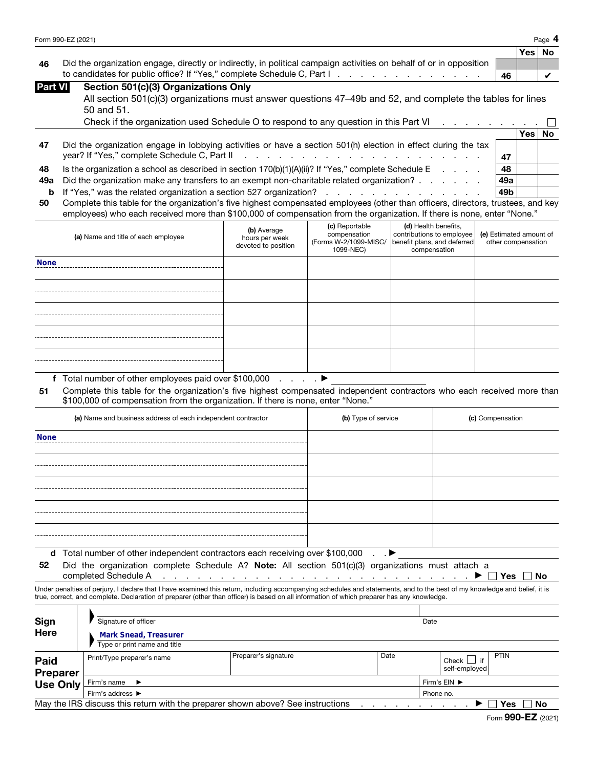| | | | Yes | No |
|---|---|---|---|---|
| 46 | Did the organization engage, directly or indirectly, in political campaign activities on behalf of or in opposition to candidates for public office? If "Yes," complete Schedule C, Part I | 46 | | ✔ |

## Part VI Section 501(c)(3) Organizations Only

All section 501(c)(3) organizations must answer questions 47–49b and 52, and complete the tables for lines 50 and 51.

Check if the organization used Schedule O to respond to any question in this Part VI ☐

| | | | Yes | No |
|---|---|---|---|---|
| 47 | Did the organization engage in lobbying activities or have a section 501(h) election in effect during the tax year? If "Yes," complete Schedule C, Part II | 47 | | |
| 48 | Is the organization a school as described in section 170(b)(1)(A)(ii)? If "Yes," complete Schedule E | 48 | | |
| 49a | Did the organization make any transfers to an exempt non-charitable related organization? | 49a | | |
| b | If "Yes," was the related organization a section 527 organization? | 49b | | |

**50** Complete this table for the organization's five highest compensated employees (other than officers, directors, trustees, and key employees) who each received more than $100,000 of compensation from the organization. If there is none, enter "None."

| (a) Name and title of each employee | (b) Average hours per week devoted to position | (c) Reportable compensation (Forms W-2/1099-MISC/ 1099-NEC) | (d) Health benefits, contributions to employee benefit plans, and deferred compensation | (e) Estimated amount of other compensation |
|---|---|---|---|---|
| None | | | | |
| | | | | |
| | | | | |
| | | | | |
| | | | | |

**f** Total number of other employees paid over $100,000 ▶

**51** Complete this table for the organization's five highest compensated independent contractors who each received more than $100,000 of compensation from the organization. If there is none, enter "None."

| (a) Name and business address of each independent contractor | (b) Type of service | (c) Compensation |
|---|---|---|
| None | | |
| | | |
| | | |
| | | |
| | | |

**d** Total number of other independent contractors each receiving over $100,000 ▶

**52** Did the organization complete Schedule A? **Note:** All section 501(c)(3) organizations must attach a completed Schedule A ▶ ☐ Yes ☐ No

Under penalties of perjury, I declare that I have examined this return, including accompanying schedules and statements, and to the best of my knowledge and belief, it is true, correct, and complete. Declaration of preparer (other than officer) is based on all information of which preparer has any knowledge.

**Sign Here**

Signature of officer | Date

Mark Snead, Treasurer
Type or print name and title

**Paid Preparer Use Only**

| Print/Type preparer's name | Preparer's signature | Date | Check ☐ if self-employed | PTIN |
|---|---|---|---|---|
| Firm's name ▶ | | | Firm's EIN ▶ | |
| Firm's address ▶ | | | Phone no. | |

May the IRS discuss this return with the preparer shown above? See instructions ▶ ☐ Yes ☐ No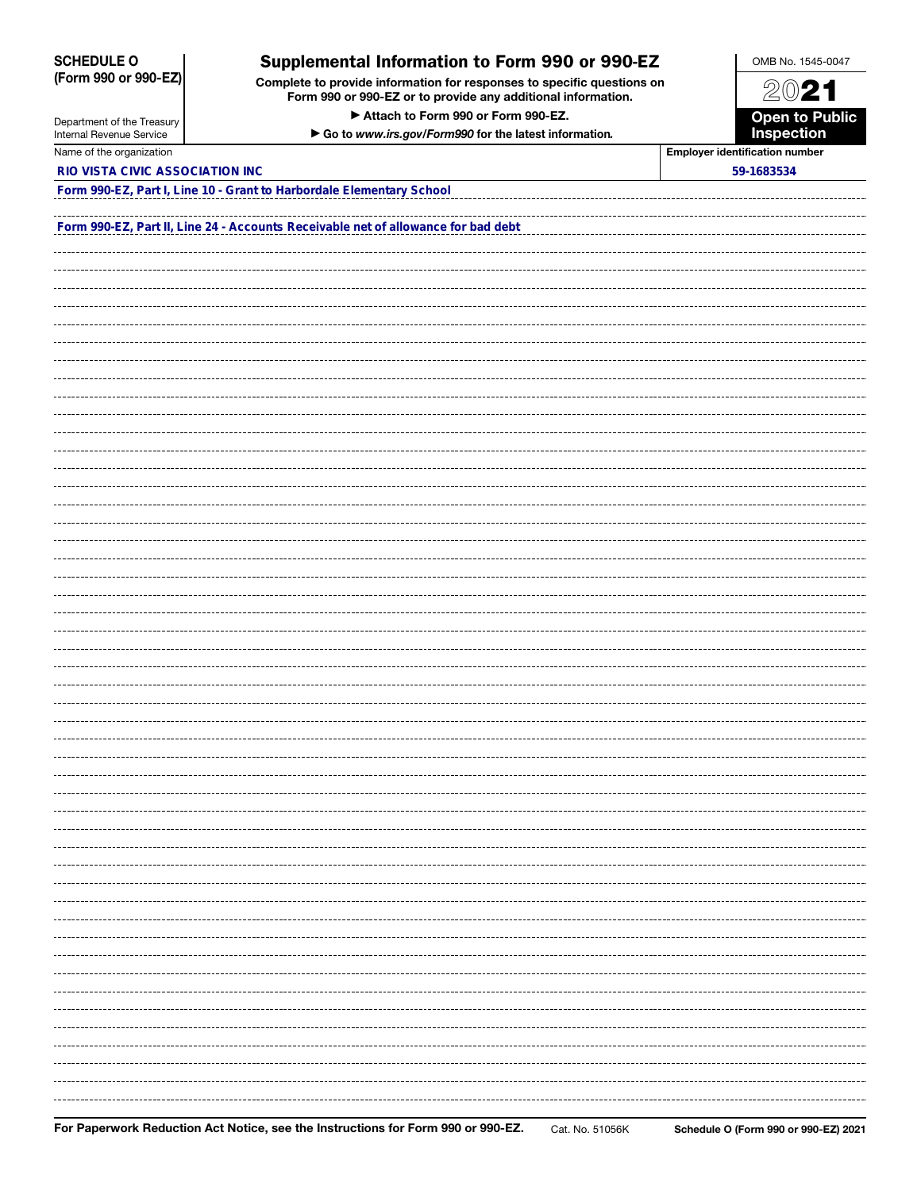**SCHEDULE O (Form 990 or 990-EZ)**

Department of the Treasury
Internal Revenue Service

# Supplemental Information to Form 990 or 990-EZ

**Complete to provide information for responses to specific questions on Form 990 or 990-EZ or to provide any additional information.**

**▶ Attach to Form 990 or Form 990-EZ.**

**▶ Go to *www.irs.gov/Form990* for the latest information.**

OMB No. 1545-0047

**2021**

**Open to Public Inspection**

| Name of the organization | Employer identification number |
|---|---|
| RIO VISTA CIVIC ASSOCIATION INC | 59-1683534 |

Form 990-EZ, Part I, Line 10 - Grant to Harbordale Elementary School

Form 990-EZ, Part II, Line 24 - Accounts Receivable net of allowance for bad debt

**For Paperwork Reduction Act Notice, see the Instructions for Form 990 or 990-EZ.** Cat. No. 51056K **Schedule O (Form 990 or 990-EZ) 2021**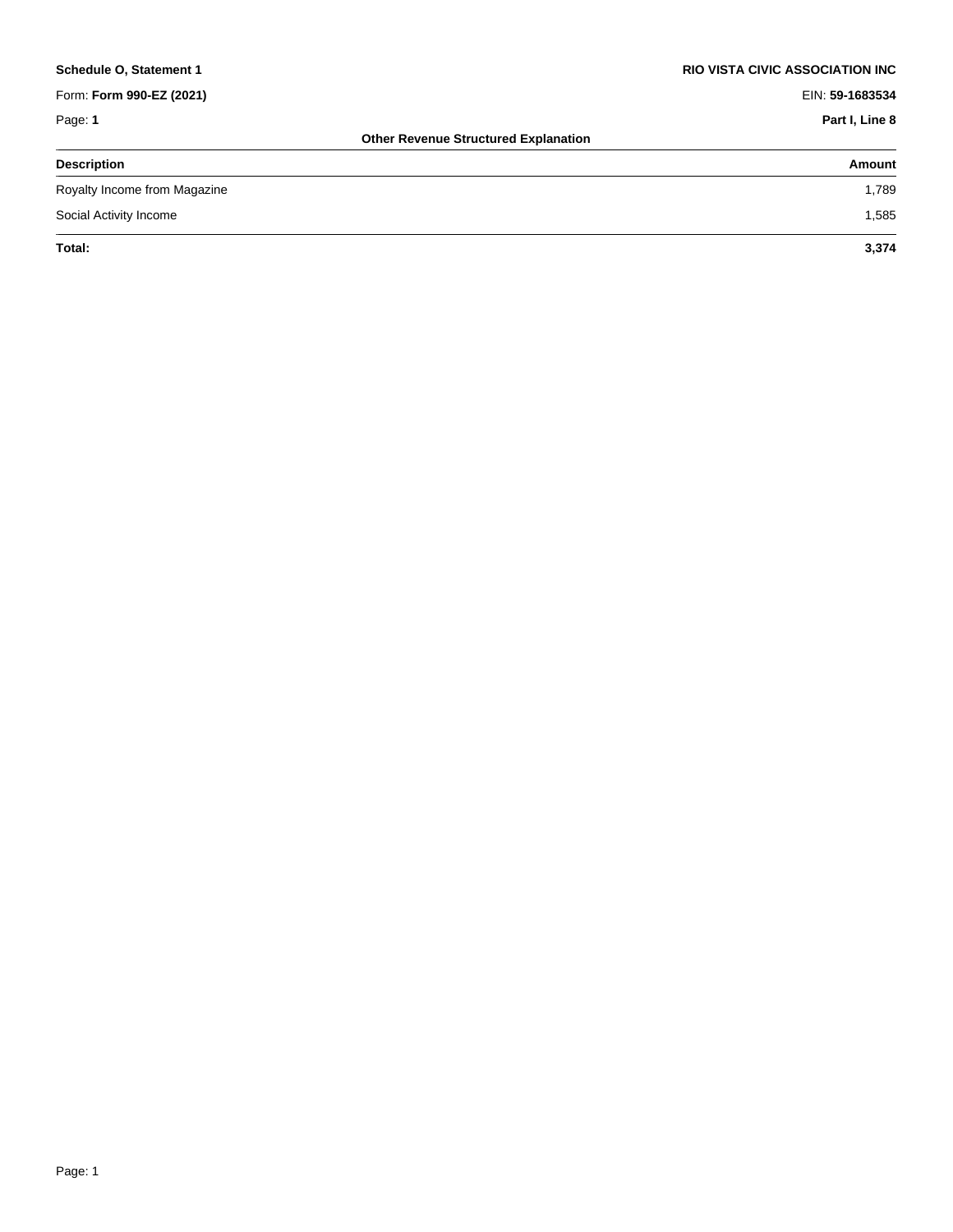**Schedule O, Statement 1** **RIO VISTA CIVIC ASSOCIATION INC**

Form: **Form 990-EZ (2021)** EIN: **59-1683534**

Page: **1** **Part I, Line 8**

### Other Revenue Structured Explanation

| Description | Amount |
|---|---|
| Royalty Income from Magazine | 1,789 |
| Social Activity Income | 1,585 |
| **Total:** | **3,374** |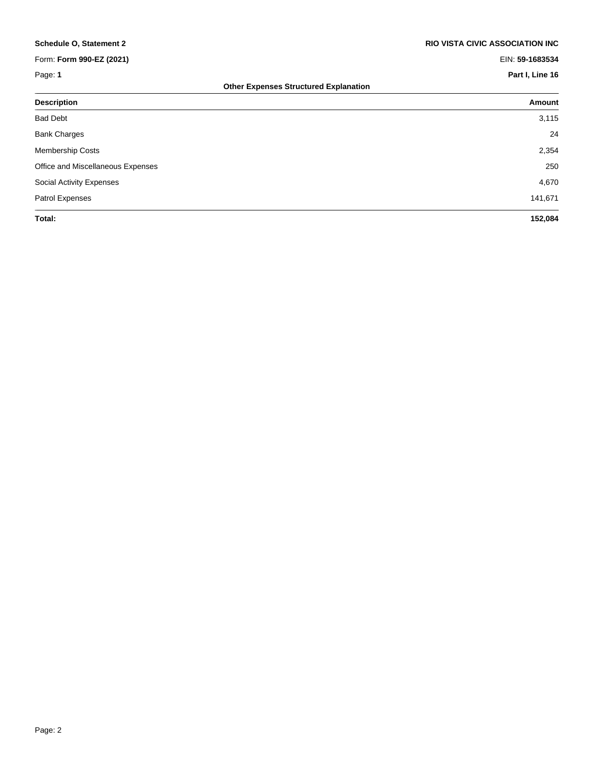**Schedule O, Statement 2** | **RIO VISTA CIVIC ASSOCIATION INC**

Form: **Form 990-EZ (2021)** | EIN: **59-1683534**

Page: **1** | **Part I, Line 16**

**Other Expenses Structured Explanation**

| Description | Amount |
|---|---|
| Bad Debt | 3,115 |
| Bank Charges | 24 |
| Membership Costs | 2,354 |
| Office and Miscellaneous Expenses | 250 |
| Social Activity Expenses | 4,670 |
| Patrol Expenses | 141,671 |
| **Total:** | **152,084** |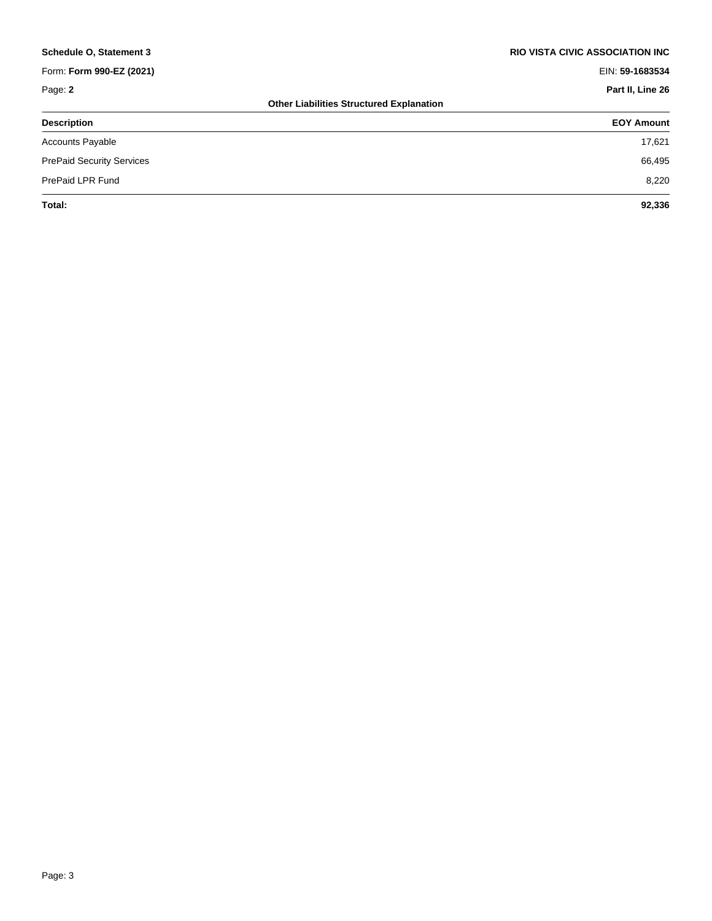**Schedule O, Statement 3** | **RIO VISTA CIVIC ASSOCIATION INC**

Form: **Form 990-EZ (2021)** | EIN: **59-1683534**

Page: **2** | **Part II, Line 26**

### Other Liabilities Structured Explanation

| Description | EOY Amount |
|---|---|
| Accounts Payable | 17,621 |
| PrePaid Security Services | 66,495 |
| PrePaid LPR Fund | 8,220 |
| **Total:** | **92,336** |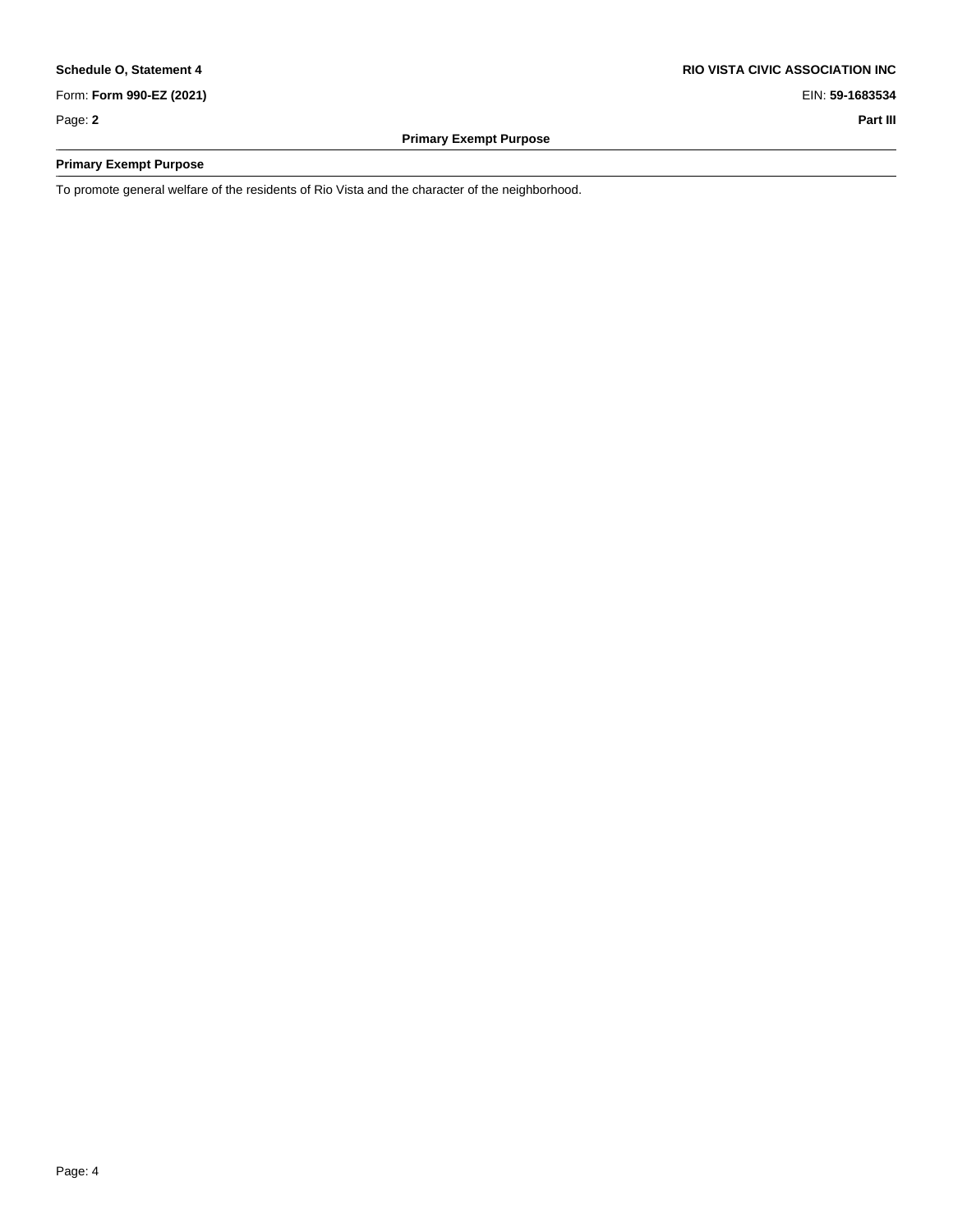**Schedule O, Statement 4**

Form: **Form 990-EZ (2021)**

Page: **2**

**RIO VISTA CIVIC ASSOCIATION INC**

EIN: **59-1683534**

**Part III**

## Primary Exempt Purpose

**Primary Exempt Purpose**

To promote general welfare of the residents of Rio Vista and the character of the neighborhood.